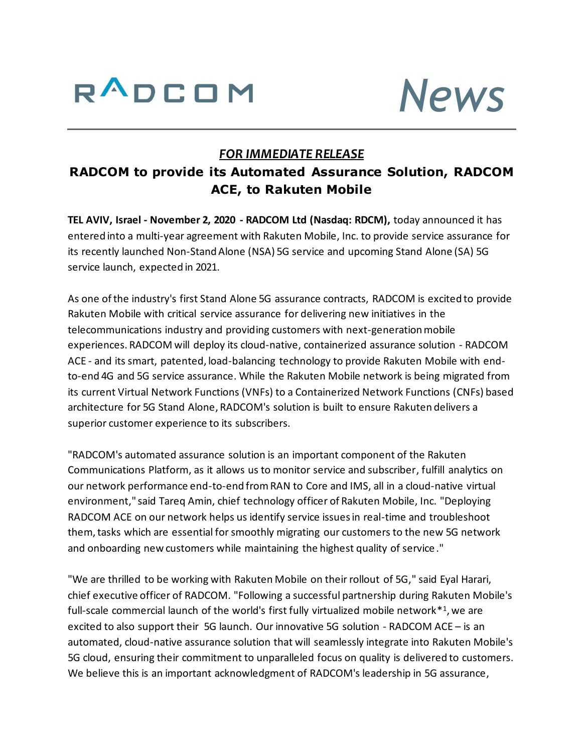RADCOM News

***FOR IMMEDIATE RELEASE***

# RADCOM to provide its Automated Assurance Solution, RADCOM ACE, to Rakuten Mobile

**TEL AVIV, Israel - November 2, 2020 - RADCOM Ltd (Nasdaq: RDCM),** today announced it has entered into a multi-year agreement with Rakuten Mobile, Inc. to provide service assurance for its recently launched Non-Stand Alone (NSA) 5G service and upcoming Stand Alone (SA) 5G service launch, expected in 2021.

As one of the industry's first Stand Alone 5G assurance contracts, RADCOM is excited to provide Rakuten Mobile with critical service assurance for delivering new initiatives in the telecommunications industry and providing customers with next-generation mobile experiences. RADCOM will deploy its cloud-native, containerized assurance solution - RADCOM ACE - and its smart, patented, load-balancing technology to provide Rakuten Mobile with end-to-end 4G and 5G service assurance. While the Rakuten Mobile network is being migrated from its current Virtual Network Functions (VNFs) to a Containerized Network Functions (CNFs) based architecture for 5G Stand Alone, RADCOM's solution is built to ensure Rakuten delivers a superior customer experience to its subscribers.

"RADCOM's automated assurance solution is an important component of the Rakuten Communications Platform, as it allows us to monitor service and subscriber, fulfill analytics on our network performance end-to-end from RAN to Core and IMS, all in a cloud-native virtual environment," said Tareq Amin, chief technology officer of Rakuten Mobile, Inc. "Deploying RADCOM ACE on our network helps us identify service issues in real-time and troubleshoot them, tasks which are essential for smoothly migrating our customers to the new 5G network and onboarding new customers while maintaining the highest quality of service."

"We are thrilled to be working with Rakuten Mobile on their rollout of 5G," said Eyal Harari, chief executive officer of RADCOM. "Following a successful partnership during Rakuten Mobile's full-scale commercial launch of the world's first fully virtualized mobile network*[1], we are excited to also support their 5G launch. Our innovative 5G solution - RADCOM ACE – is an automated, cloud-native assurance solution that will seamlessly integrate into Rakuten Mobile's 5G cloud, ensuring their commitment to unparalleled focus on quality is delivered to customers. We believe this is an important acknowledgment of RADCOM's leadership in 5G assurance,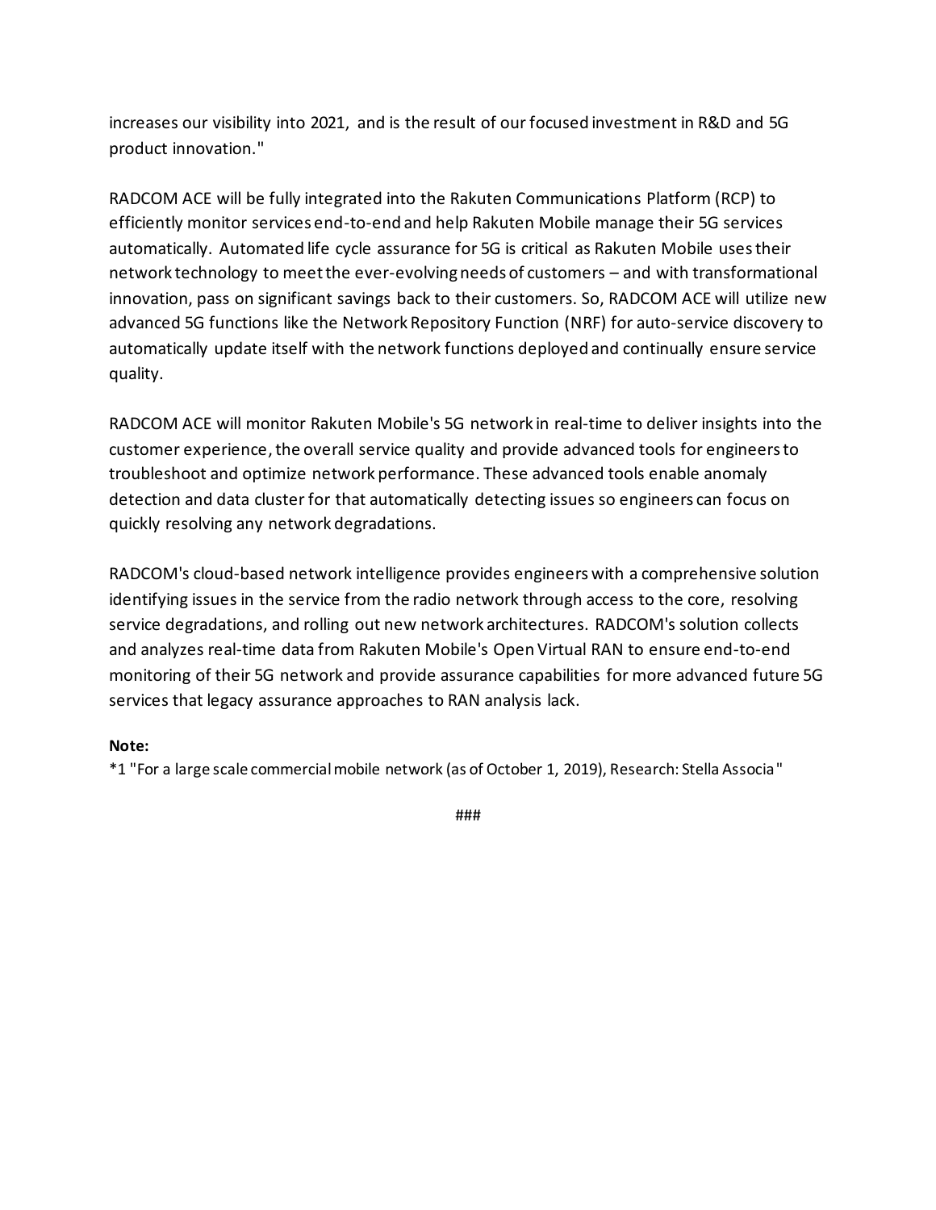increases our visibility into 2021, and is the result of our focused investment in R&D and 5G product innovation."

RADCOM ACE will be fully integrated into the Rakuten Communications Platform (RCP) to efficiently monitor services end-to-end and help Rakuten Mobile manage their 5G services automatically. Automated life cycle assurance for 5G is critical as Rakuten Mobile uses their network technology to meet the ever-evolving needs of customers – and with transformational innovation, pass on significant savings back to their customers. So, RADCOM ACE will utilize new advanced 5G functions like the Network Repository Function (NRF) for auto-service discovery to automatically update itself with the network functions deployed and continually ensure service quality.

RADCOM ACE will monitor Rakuten Mobile's 5G network in real-time to deliver insights into the customer experience, the overall service quality and provide advanced tools for engineers to troubleshoot and optimize network performance. These advanced tools enable anomaly detection and data cluster for that automatically detecting issues so engineers can focus on quickly resolving any network degradations.

RADCOM's cloud-based network intelligence provides engineers with a comprehensive solution identifying issues in the service from the radio network through access to the core, resolving service degradations, and rolling out new network architectures. RADCOM's solution collects and analyzes real-time data from Rakuten Mobile's Open Virtual RAN to ensure end-to-end monitoring of their 5G network and provide assurance capabilities for more advanced future 5G services that legacy assurance approaches to RAN analysis lack.

**Note:**

*1 "For a large scale commercial mobile network (as of October 1, 2019), Research: Stella Associa"

###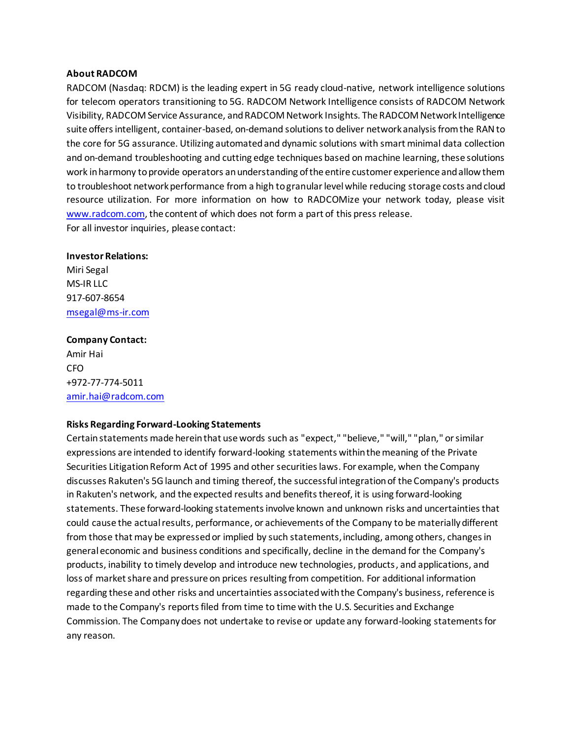**About RADCOM**

RADCOM (Nasdaq: RDCM) is the leading expert in 5G ready cloud-native, network intelligence solutions for telecom operators transitioning to 5G. RADCOM Network Intelligence consists of RADCOM Network Visibility, RADCOM Service Assurance, and RADCOM Network Insights. The RADCOM Network Intelligence suite offers intelligent, container-based, on-demand solutions to deliver network analysis from the RAN to the core for 5G assurance. Utilizing automated and dynamic solutions with smart minimal data collection and on-demand troubleshooting and cutting edge techniques based on machine learning, these solutions work in harmony to provide operators an understanding of the entire customer experience and allow them to troubleshoot network performance from a high to granular level while reducing storage costs and cloud resource utilization. For more information on how to RADCOMize your network today, please visit www.radcom.com, the content of which does not form a part of this press release.

For all investor inquiries, please contact:

**Investor Relations:**
Miri Segal
MS-IR LLC
917-607-8654
msegal@ms-ir.com

**Company Contact:**
Amir Hai
CFO
+972-77-774-5011
amir.hai@radcom.com

**Risks Regarding Forward-Looking Statements**

Certain statements made herein that use words such as "expect," "believe," "will," "plan," or similar expressions are intended to identify forward-looking statements within the meaning of the Private Securities Litigation Reform Act of 1995 and other securities laws. For example, when the Company discusses Rakuten's 5G launch and timing thereof, the successful integration of the Company's products in Rakuten's network, and the expected results and benefits thereof, it is using forward-looking statements. These forward-looking statements involve known and unknown risks and uncertainties that could cause the actual results, performance, or achievements of the Company to be materially different from those that may be expressed or implied by such statements, including, among others, changes in general economic and business conditions and specifically, decline in the demand for the Company's products, inability to timely develop and introduce new technologies, products, and applications, and loss of market share and pressure on prices resulting from competition. For additional information regarding these and other risks and uncertainties associated with the Company's business, reference is made to the Company's reports filed from time to time with the U.S. Securities and Exchange Commission. The Company does not undertake to revise or update any forward-looking statements for any reason.